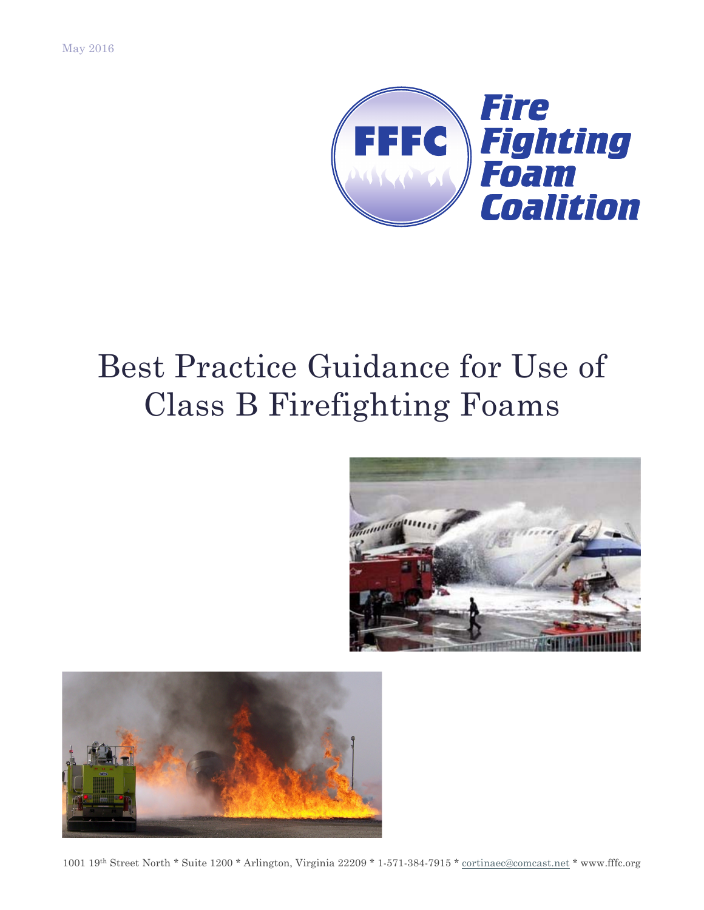May 2016

FFFC Fire Fighting Foam Coalition

# Best Practice Guidance for Use of Class B Firefighting Foams

1001 19th Street North * Suite 1200 * Arlington, Virginia 22209 * 1-571-384-7915 * cortinaec@comcast.net * www.fffc.org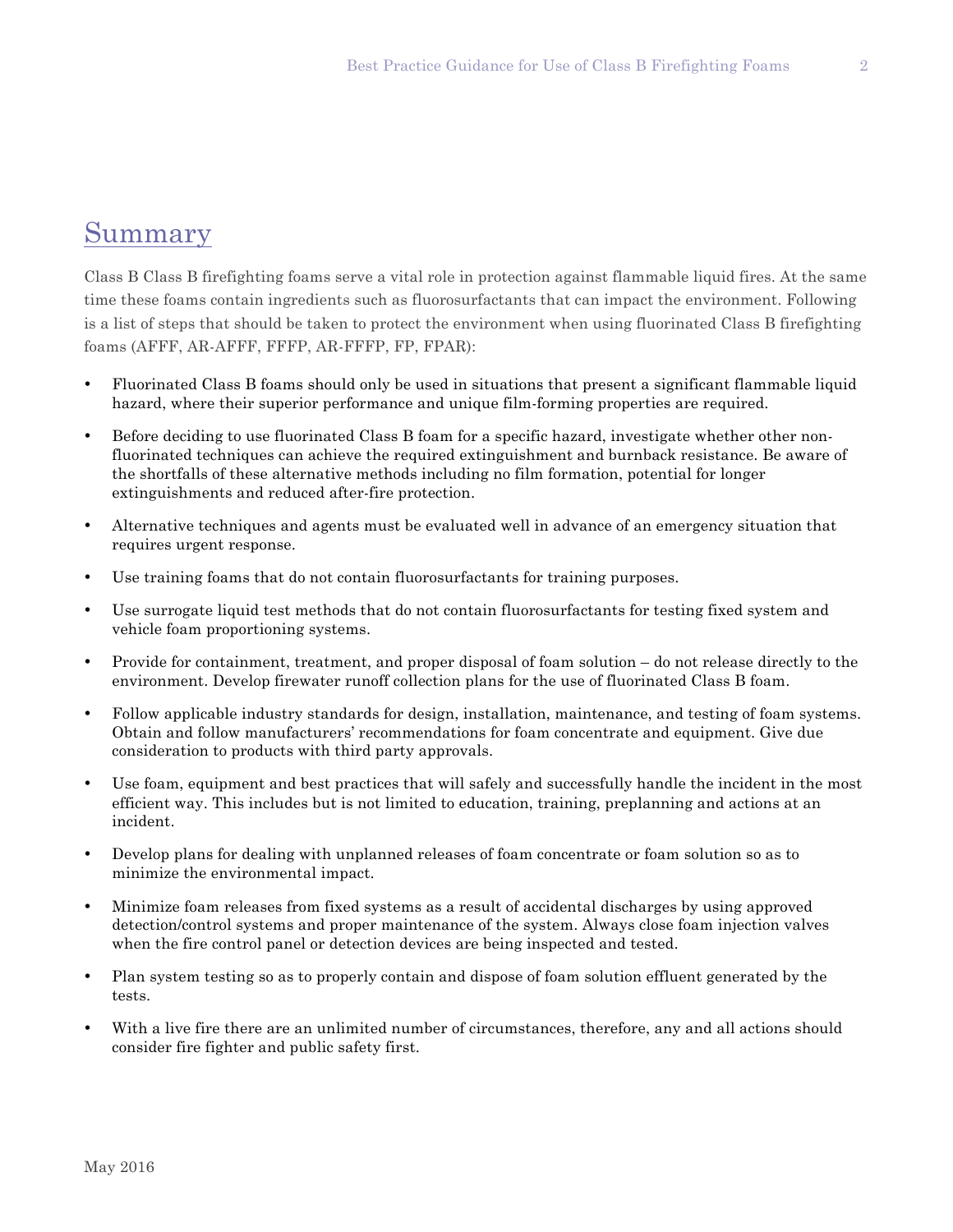## Summary

Class B Class B firefighting foams serve a vital role in protection against flammable liquid fires. At the same time these foams contain ingredients such as fluorosurfactants that can impact the environment. Following is a list of steps that should be taken to protect the environment when using fluorinated Class B firefighting foams (AFFF, AR-AFFF, FFFP, AR-FFFP, FP, FPAR):

- Fluorinated Class B foams should only be used in situations that present a significant flammable liquid hazard, where their superior performance and unique film-forming properties are required.
- Before deciding to use fluorinated Class B foam for a specific hazard, investigate whether other non-fluorinated techniques can achieve the required extinguishment and burnback resistance. Be aware of the shortfalls of these alternative methods including no film formation, potential for longer extinguishments and reduced after-fire protection.
- Alternative techniques and agents must be evaluated well in advance of an emergency situation that requires urgent response.
- Use training foams that do not contain fluorosurfactants for training purposes.
- Use surrogate liquid test methods that do not contain fluorosurfactants for testing fixed system and vehicle foam proportioning systems.
- Provide for containment, treatment, and proper disposal of foam solution – do not release directly to the environment. Develop firewater runoff collection plans for the use of fluorinated Class B foam.
- Follow applicable industry standards for design, installation, maintenance, and testing of foam systems. Obtain and follow manufacturers' recommendations for foam concentrate and equipment. Give due consideration to products with third party approvals.
- Use foam, equipment and best practices that will safely and successfully handle the incident in the most efficient way. This includes but is not limited to education, training, preplanning and actions at an incident.
- Develop plans for dealing with unplanned releases of foam concentrate or foam solution so as to minimize the environmental impact.
- Minimize foam releases from fixed systems as a result of accidental discharges by using approved detection/control systems and proper maintenance of the system. Always close foam injection valves when the fire control panel or detection devices are being inspected and tested.
- Plan system testing so as to properly contain and dispose of foam solution effluent generated by the tests.
- With a live fire there are an unlimited number of circumstances, therefore, any and all actions should consider fire fighter and public safety first.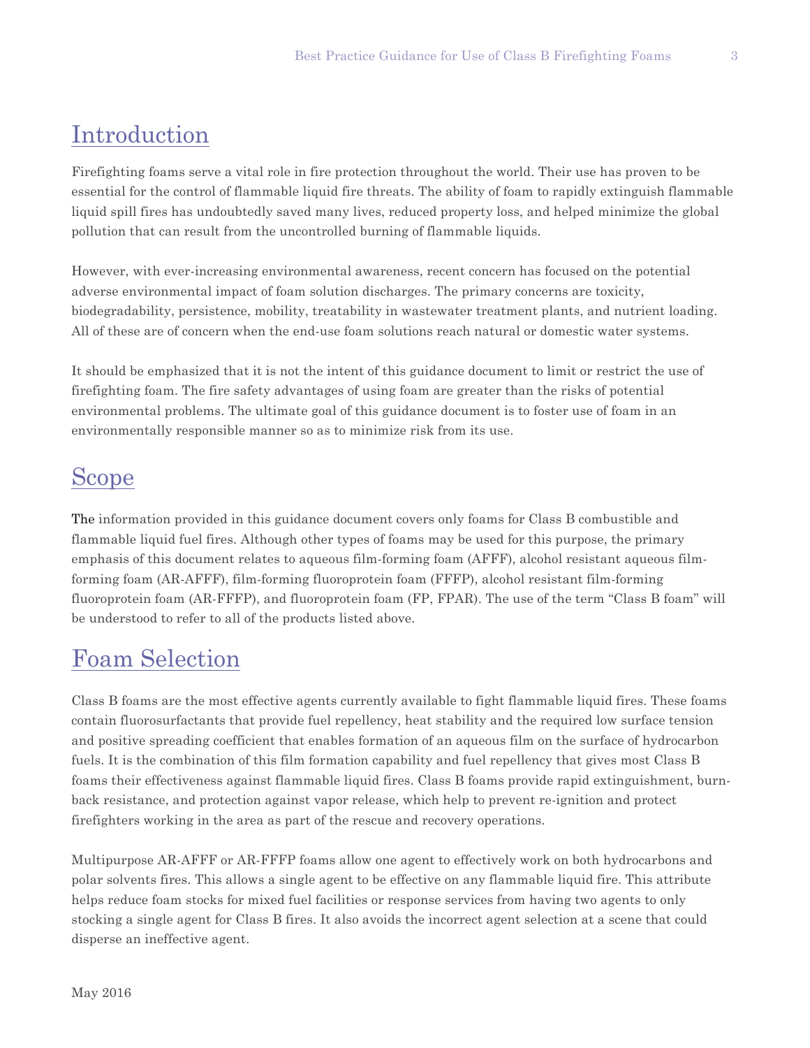# Introduction

Firefighting foams serve a vital role in fire protection throughout the world. Their use has proven to be essential for the control of flammable liquid fire threats. The ability of foam to rapidly extinguish flammable liquid spill fires has undoubtedly saved many lives, reduced property loss, and helped minimize the global pollution that can result from the uncontrolled burning of flammable liquids.

However, with ever-increasing environmental awareness, recent concern has focused on the potential adverse environmental impact of foam solution discharges. The primary concerns are toxicity, biodegradability, persistence, mobility, treatability in wastewater treatment plants, and nutrient loading. All of these are of concern when the end-use foam solutions reach natural or domestic water systems.

It should be emphasized that it is not the intent of this guidance document to limit or restrict the use of firefighting foam. The fire safety advantages of using foam are greater than the risks of potential environmental problems. The ultimate goal of this guidance document is to foster use of foam in an environmentally responsible manner so as to minimize risk from its use.

# Scope

The information provided in this guidance document covers only foams for Class B combustible and flammable liquid fuel fires. Although other types of foams may be used for this purpose, the primary emphasis of this document relates to aqueous film-forming foam (AFFF), alcohol resistant aqueous film-forming foam (AR-AFFF), film-forming fluoroprotein foam (FFFP), alcohol resistant film-forming fluoroprotein foam (AR-FFFP), and fluoroprotein foam (FP, FPAR). The use of the term "Class B foam" will be understood to refer to all of the products listed above.

# Foam Selection

Class B foams are the most effective agents currently available to fight flammable liquid fires. These foams contain fluorosurfactants that provide fuel repellency, heat stability and the required low surface tension and positive spreading coefficient that enables formation of an aqueous film on the surface of hydrocarbon fuels. It is the combination of this film formation capability and fuel repellency that gives most Class B foams their effectiveness against flammable liquid fires. Class B foams provide rapid extinguishment, burn-back resistance, and protection against vapor release, which help to prevent re-ignition and protect firefighters working in the area as part of the rescue and recovery operations.

Multipurpose AR-AFFF or AR-FFFP foams allow one agent to effectively work on both hydrocarbons and polar solvents fires. This allows a single agent to be effective on any flammable liquid fire. This attribute helps reduce foam stocks for mixed fuel facilities or response services from having two agents to only stocking a single agent for Class B fires. It also avoids the incorrect agent selection at a scene that could disperse an ineffective agent.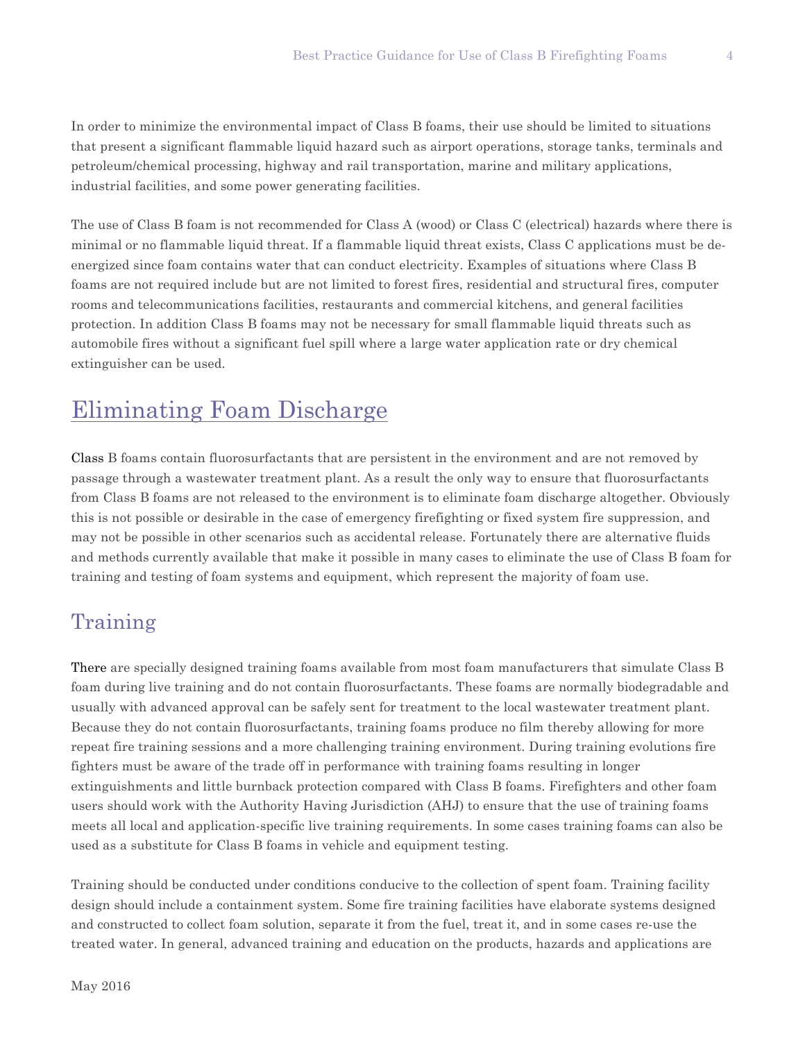In order to minimize the environmental impact of Class B foams, their use should be limited to situations that present a significant flammable liquid hazard such as airport operations, storage tanks, terminals and petroleum/chemical processing, highway and rail transportation, marine and military applications, industrial facilities, and some power generating facilities.

The use of Class B foam is not recommended for Class A (wood) or Class C (electrical) hazards where there is minimal or no flammable liquid threat. If a flammable liquid threat exists, Class C applications must be de-energized since foam contains water that can conduct electricity. Examples of situations where Class B foams are not required include but are not limited to forest fires, residential and structural fires, computer rooms and telecommunications facilities, restaurants and commercial kitchens, and general facilities protection. In addition Class B foams may not be necessary for small flammable liquid threats such as automobile fires without a significant fuel spill where a large water application rate or dry chemical extinguisher can be used.

## Eliminating Foam Discharge

Class B foams contain fluorosurfactants that are persistent in the environment and are not removed by passage through a wastewater treatment plant. As a result the only way to ensure that fluorosurfactants from Class B foams are not released to the environment is to eliminate foam discharge altogether. Obviously this is not possible or desirable in the case of emergency firefighting or fixed system fire suppression, and may not be possible in other scenarios such as accidental release. Fortunately there are alternative fluids and methods currently available that make it possible in many cases to eliminate the use of Class B foam for training and testing of foam systems and equipment, which represent the majority of foam use.

### Training

There are specially designed training foams available from most foam manufacturers that simulate Class B foam during live training and do not contain fluorosurfactants. These foams are normally biodegradable and usually with advanced approval can be safely sent for treatment to the local wastewater treatment plant. Because they do not contain fluorosurfactants, training foams produce no film thereby allowing for more repeat fire training sessions and a more challenging training environment. During training evolutions fire fighters must be aware of the trade off in performance with training foams resulting in longer extinguishments and little burnback protection compared with Class B foams. Firefighters and other foam users should work with the Authority Having Jurisdiction (AHJ) to ensure that the use of training foams meets all local and application-specific live training requirements. In some cases training foams can also be used as a substitute for Class B foams in vehicle and equipment testing.

Training should be conducted under conditions conducive to the collection of spent foam. Training facility design should include a containment system. Some fire training facilities have elaborate systems designed and constructed to collect foam solution, separate it from the fuel, treat it, and in some cases re-use the treated water. In general, advanced training and education on the products, hazards and applications are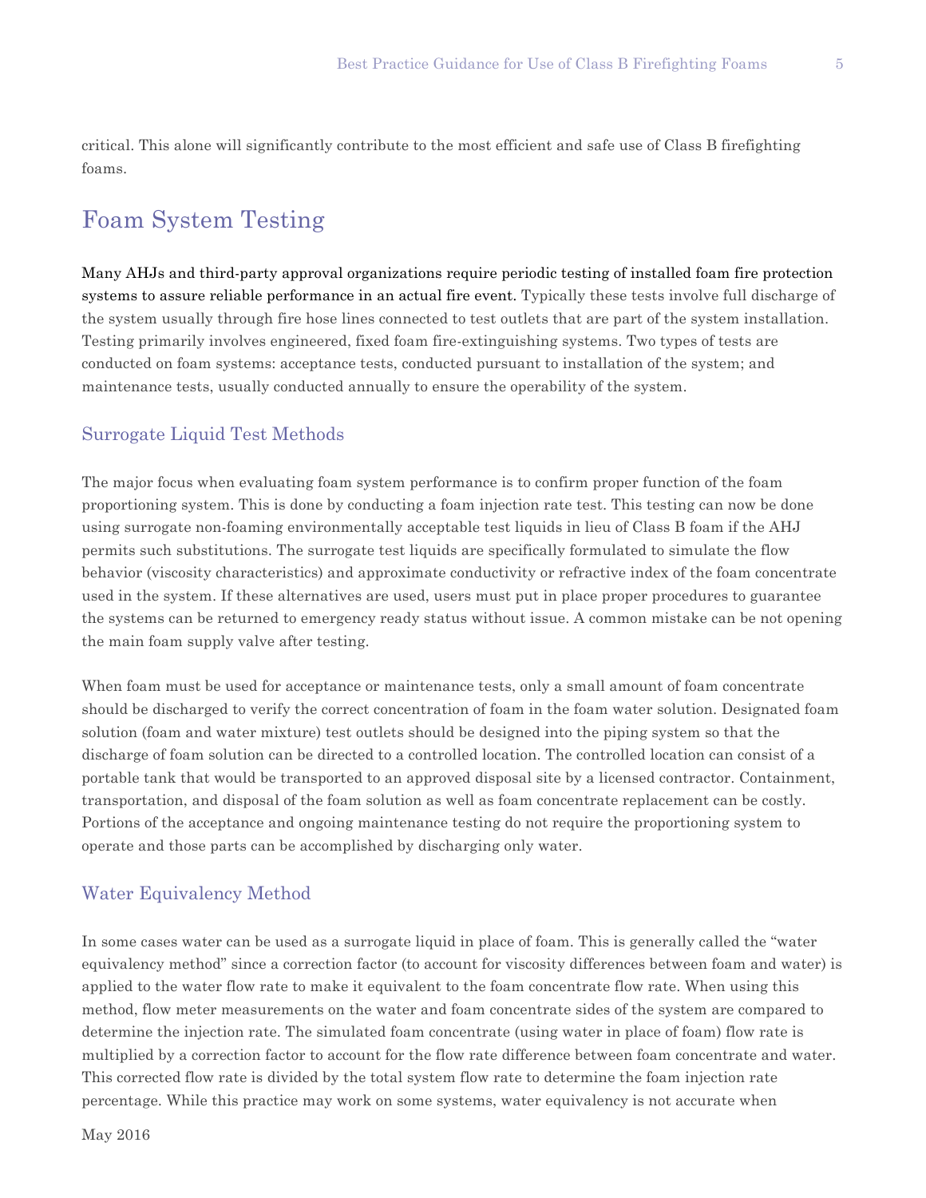critical. This alone will significantly contribute to the most efficient and safe use of Class B firefighting foams.

## Foam System Testing

Many AHJs and third-party approval organizations require periodic testing of installed foam fire protection systems to assure reliable performance in an actual fire event. Typically these tests involve full discharge of the system usually through fire hose lines connected to test outlets that are part of the system installation. Testing primarily involves engineered, fixed foam fire-extinguishing systems. Two types of tests are conducted on foam systems: acceptance tests, conducted pursuant to installation of the system; and maintenance tests, usually conducted annually to ensure the operability of the system.

### Surrogate Liquid Test Methods

The major focus when evaluating foam system performance is to confirm proper function of the foam proportioning system. This is done by conducting a foam injection rate test. This testing can now be done using surrogate non-foaming environmentally acceptable test liquids in lieu of Class B foam if the AHJ permits such substitutions. The surrogate test liquids are specifically formulated to simulate the flow behavior (viscosity characteristics) and approximate conductivity or refractive index of the foam concentrate used in the system. If these alternatives are used, users must put in place proper procedures to guarantee the systems can be returned to emergency ready status without issue. A common mistake can be not opening the main foam supply valve after testing.

When foam must be used for acceptance or maintenance tests, only a small amount of foam concentrate should be discharged to verify the correct concentration of foam in the foam water solution. Designated foam solution (foam and water mixture) test outlets should be designed into the piping system so that the discharge of foam solution can be directed to a controlled location. The controlled location can consist of a portable tank that would be transported to an approved disposal site by a licensed contractor. Containment, transportation, and disposal of the foam solution as well as foam concentrate replacement can be costly. Portions of the acceptance and ongoing maintenance testing do not require the proportioning system to operate and those parts can be accomplished by discharging only water.

### Water Equivalency Method

In some cases water can be used as a surrogate liquid in place of foam. This is generally called the "water equivalency method" since a correction factor (to account for viscosity differences between foam and water) is applied to the water flow rate to make it equivalent to the foam concentrate flow rate. When using this method, flow meter measurements on the water and foam concentrate sides of the system are compared to determine the injection rate. The simulated foam concentrate (using water in place of foam) flow rate is multiplied by a correction factor to account for the flow rate difference between foam concentrate and water. This corrected flow rate is divided by the total system flow rate to determine the foam injection rate percentage. While this practice may work on some systems, water equivalency is not accurate when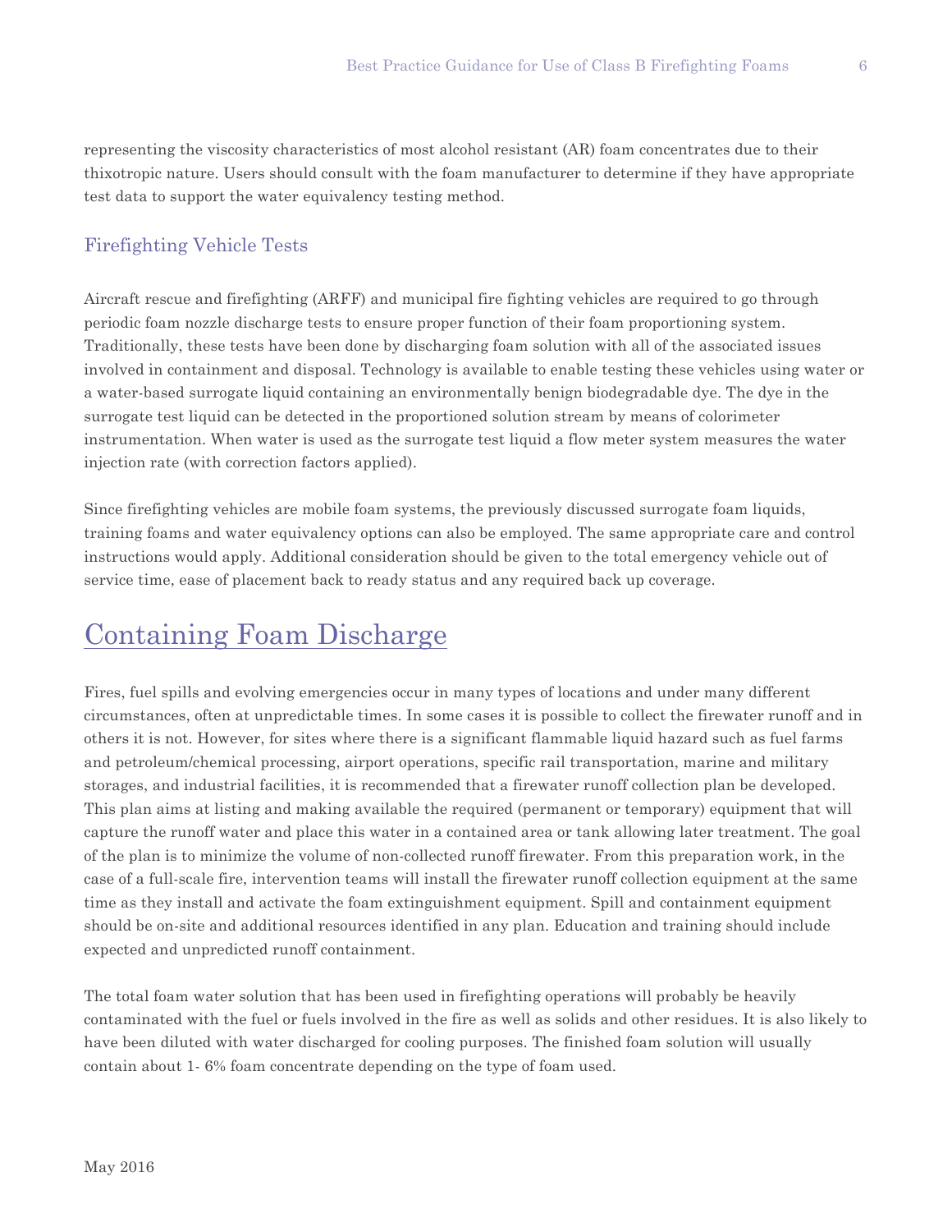representing the viscosity characteristics of most alcohol resistant (AR) foam concentrates due to their thixotropic nature. Users should consult with the foam manufacturer to determine if they have appropriate test data to support the water equivalency testing method.

### Firefighting Vehicle Tests

Aircraft rescue and firefighting (ARFF) and municipal fire fighting vehicles are required to go through periodic foam nozzle discharge tests to ensure proper function of their foam proportioning system. Traditionally, these tests have been done by discharging foam solution with all of the associated issues involved in containment and disposal. Technology is available to enable testing these vehicles using water or a water-based surrogate liquid containing an environmentally benign biodegradable dye. The dye in the surrogate test liquid can be detected in the proportioned solution stream by means of colorimeter instrumentation. When water is used as the surrogate test liquid a flow meter system measures the water injection rate (with correction factors applied).

Since firefighting vehicles are mobile foam systems, the previously discussed surrogate foam liquids, training foams and water equivalency options can also be employed. The same appropriate care and control instructions would apply. Additional consideration should be given to the total emergency vehicle out of service time, ease of placement back to ready status and any required back up coverage.

## Containing Foam Discharge

Fires, fuel spills and evolving emergencies occur in many types of locations and under many different circumstances, often at unpredictable times. In some cases it is possible to collect the firewater runoff and in others it is not. However, for sites where there is a significant flammable liquid hazard such as fuel farms and petroleum/chemical processing, airport operations, specific rail transportation, marine and military storages, and industrial facilities, it is recommended that a firewater runoff collection plan be developed. This plan aims at listing and making available the required (permanent or temporary) equipment that will capture the runoff water and place this water in a contained area or tank allowing later treatment. The goal of the plan is to minimize the volume of non-collected runoff firewater. From this preparation work, in the case of a full-scale fire, intervention teams will install the firewater runoff collection equipment at the same time as they install and activate the foam extinguishment equipment. Spill and containment equipment should be on-site and additional resources identified in any plan. Education and training should include expected and unpredicted runoff containment.

The total foam water solution that has been used in firefighting operations will probably be heavily contaminated with the fuel or fuels involved in the fire as well as solids and other residues. It is also likely to have been diluted with water discharged for cooling purposes. The finished foam solution will usually contain about 1- 6% foam concentrate depending on the type of foam used.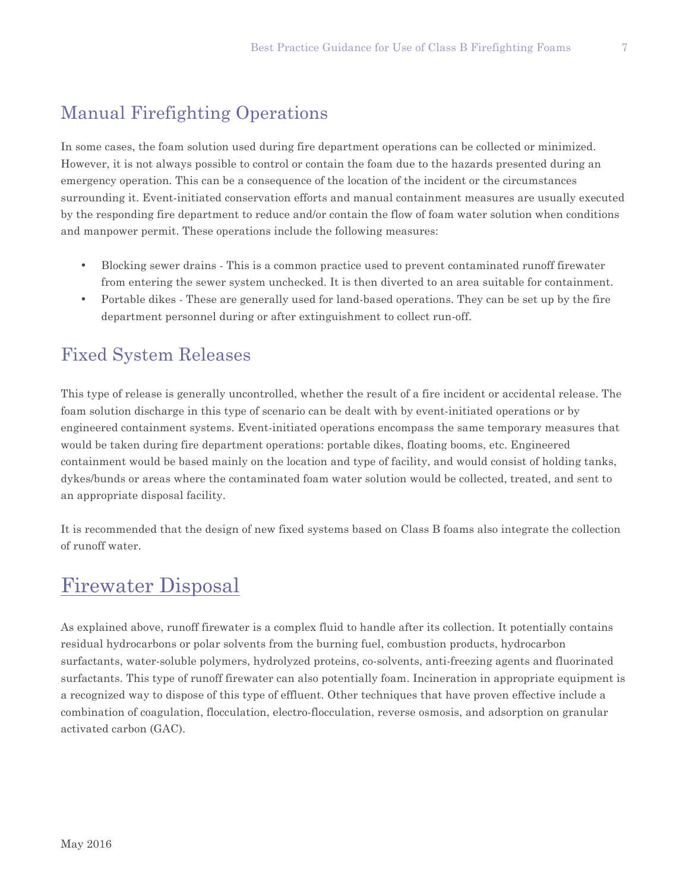## Manual Firefighting Operations

In some cases, the foam solution used during fire department operations can be collected or minimized. However, it is not always possible to control or contain the foam due to the hazards presented during an emergency operation. This can be a consequence of the location of the incident or the circumstances surrounding it. Event-initiated conservation efforts and manual containment measures are usually executed by the responding fire department to reduce and/or contain the flow of foam water solution when conditions and manpower permit. These operations include the following measures:

- Blocking sewer drains - This is a common practice used to prevent contaminated runoff firewater from entering the sewer system unchecked. It is then diverted to an area suitable for containment.
- Portable dikes - These are generally used for land-based operations. They can be set up by the fire department personnel during or after extinguishment to collect run-off.

## Fixed System Releases

This type of release is generally uncontrolled, whether the result of a fire incident or accidental release. The foam solution discharge in this type of scenario can be dealt with by event-initiated operations or by engineered containment systems. Event-initiated operations encompass the same temporary measures that would be taken during fire department operations: portable dikes, floating booms, etc. Engineered containment would be based mainly on the location and type of facility, and would consist of holding tanks, dykes/bunds or areas where the contaminated foam water solution would be collected, treated, and sent to an appropriate disposal facility.

It is recommended that the design of new fixed systems based on Class B foams also integrate the collection of runoff water.

## Firewater Disposal

As explained above, runoff firewater is a complex fluid to handle after its collection. It potentially contains residual hydrocarbons or polar solvents from the burning fuel, combustion products, hydrocarbon surfactants, water-soluble polymers, hydrolyzed proteins, co-solvents, anti-freezing agents and fluorinated surfactants. This type of runoff firewater can also potentially foam. Incineration in appropriate equipment is a recognized way to dispose of this type of effluent. Other techniques that have proven effective include a combination of coagulation, flocculation, electro-flocculation, reverse osmosis, and adsorption on granular activated carbon (GAC).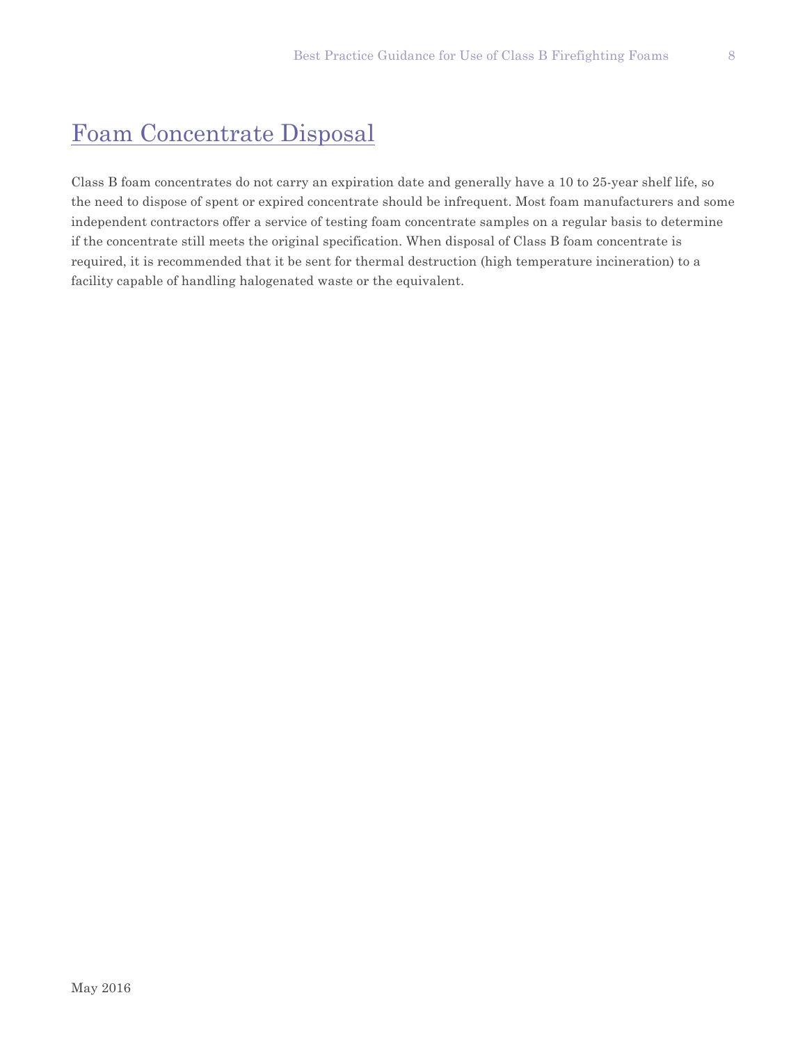# Foam Concentrate Disposal

Class B foam concentrates do not carry an expiration date and generally have a 10 to 25-year shelf life, so the need to dispose of spent or expired concentrate should be infrequent. Most foam manufacturers and some independent contractors offer a service of testing foam concentrate samples on a regular basis to determine if the concentrate still meets the original specification. When disposal of Class B foam concentrate is required, it is recommended that it be sent for thermal destruction (high temperature incineration) to a facility capable of handling halogenated waste or the equivalent.